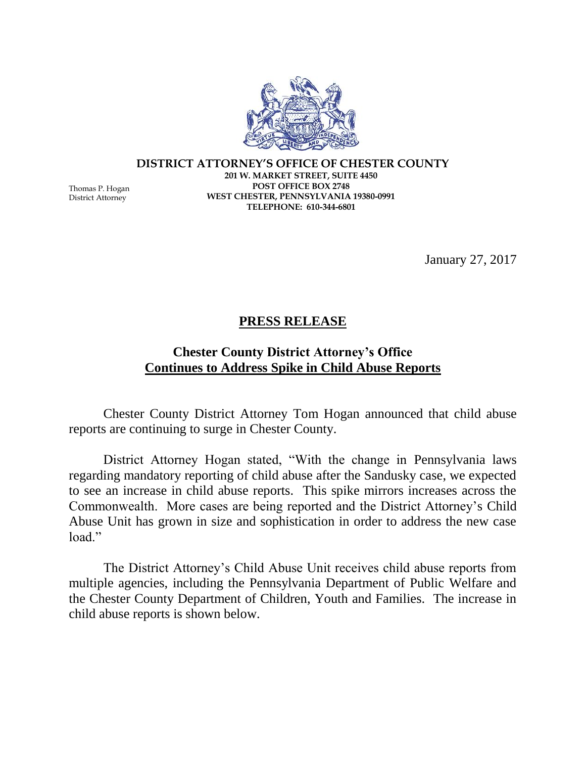**DISTRICT ATTORNEY'S OFFICE OF CHESTER COUNTY**

**201 W. MARKET STREET, SUITE 4450**
**POST OFFICE BOX 2748**
**WEST CHESTER, PENNSYLVANIA 19380-0991**
**TELEPHONE: 610-344-6801**

Thomas P. Hogan
District Attorney

January 27, 2017

# PRESS RELEASE

## Chester County District Attorney's Office Continues to Address Spike in Child Abuse Reports

Chester County District Attorney Tom Hogan announced that child abuse reports are continuing to surge in Chester County.

District Attorney Hogan stated, "With the change in Pennsylvania laws regarding mandatory reporting of child abuse after the Sandusky case, we expected to see an increase in child abuse reports. This spike mirrors increases across the Commonwealth. More cases are being reported and the District Attorney's Child Abuse Unit has grown in size and sophistication in order to address the new case load."

The District Attorney's Child Abuse Unit receives child abuse reports from multiple agencies, including the Pennsylvania Department of Public Welfare and the Chester County Department of Children, Youth and Families. The increase in child abuse reports is shown below.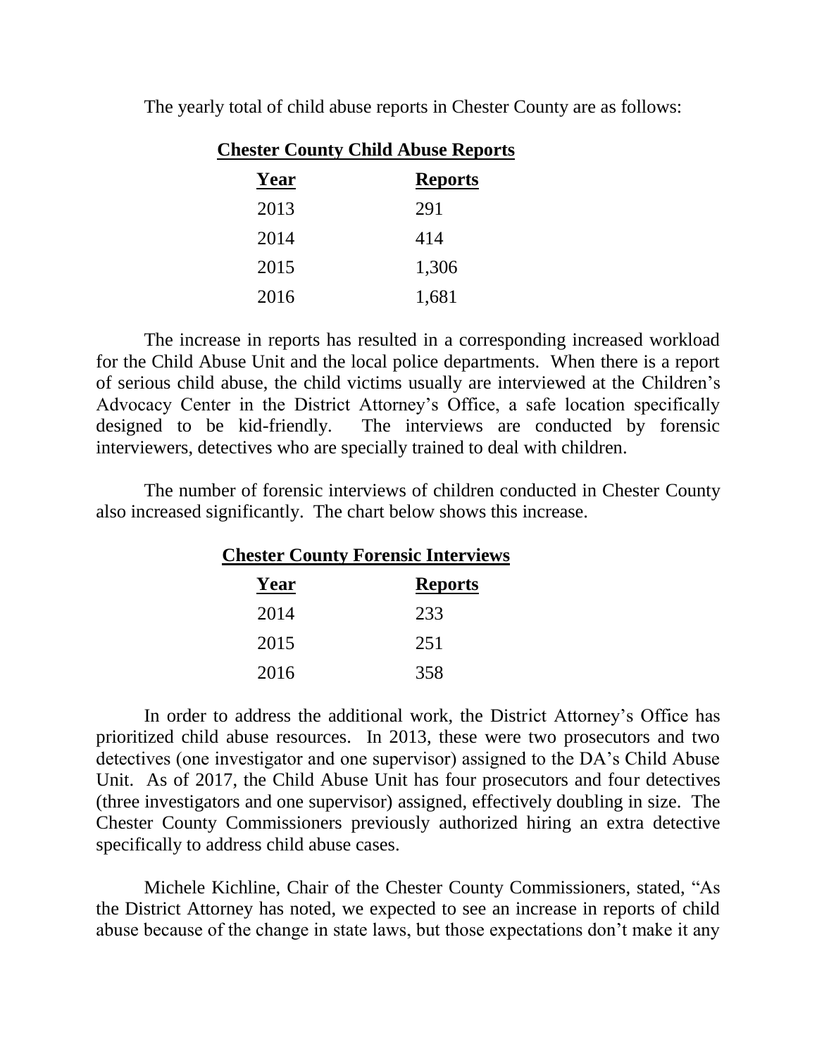The yearly total of child abuse reports in Chester County are as follows:

**Chester County Child Abuse Reports**

| Year | Reports |
| --- | --- |
| 2013 | 291 |
| 2014 | 414 |
| 2015 | 1,306 |
| 2016 | 1,681 |

The increase in reports has resulted in a corresponding increased workload for the Child Abuse Unit and the local police departments. When there is a report of serious child abuse, the child victims usually are interviewed at the Children's Advocacy Center in the District Attorney's Office, a safe location specifically designed to be kid-friendly. The interviews are conducted by forensic interviewers, detectives who are specially trained to deal with children.

The number of forensic interviews of children conducted in Chester County also increased significantly. The chart below shows this increase.

**Chester County Forensic Interviews**

| Year | Reports |
| --- | --- |
| 2014 | 233 |
| 2015 | 251 |
| 2016 | 358 |

In order to address the additional work, the District Attorney's Office has prioritized child abuse resources. In 2013, these were two prosecutors and two detectives (one investigator and one supervisor) assigned to the DA's Child Abuse Unit. As of 2017, the Child Abuse Unit has four prosecutors and four detectives (three investigators and one supervisor) assigned, effectively doubling in size. The Chester County Commissioners previously authorized hiring an extra detective specifically to address child abuse cases.

Michele Kichline, Chair of the Chester County Commissioners, stated, "As the District Attorney has noted, we expected to see an increase in reports of child abuse because of the change in state laws, but those expectations don't make it any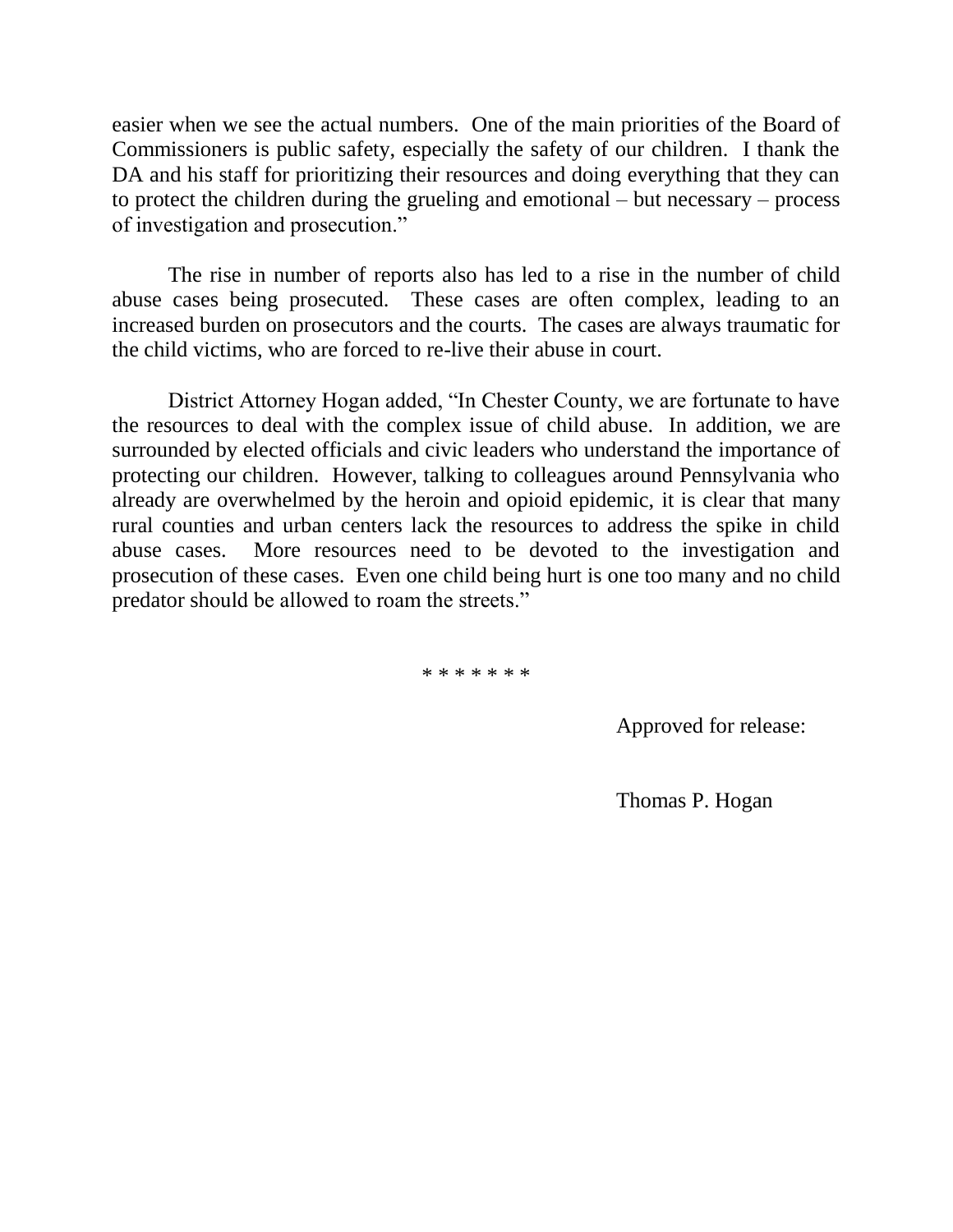easier when we see the actual numbers. One of the main priorities of the Board of Commissioners is public safety, especially the safety of our children. I thank the DA and his staff for prioritizing their resources and doing everything that they can to protect the children during the grueling and emotional – but necessary – process of investigation and prosecution."

The rise in number of reports also has led to a rise in the number of child abuse cases being prosecuted. These cases are often complex, leading to an increased burden on prosecutors and the courts. The cases are always traumatic for the child victims, who are forced to re-live their abuse in court.

District Attorney Hogan added, "In Chester County, we are fortunate to have the resources to deal with the complex issue of child abuse. In addition, we are surrounded by elected officials and civic leaders who understand the importance of protecting our children. However, talking to colleagues around Pennsylvania who already are overwhelmed by the heroin and opioid epidemic, it is clear that many rural counties and urban centers lack the resources to address the spike in child abuse cases. More resources need to be devoted to the investigation and prosecution of these cases. Even one child being hurt is one too many and no child predator should be allowed to roam the streets."

\* \* \* \* \* \* \*

Approved for release:

Thomas P. Hogan